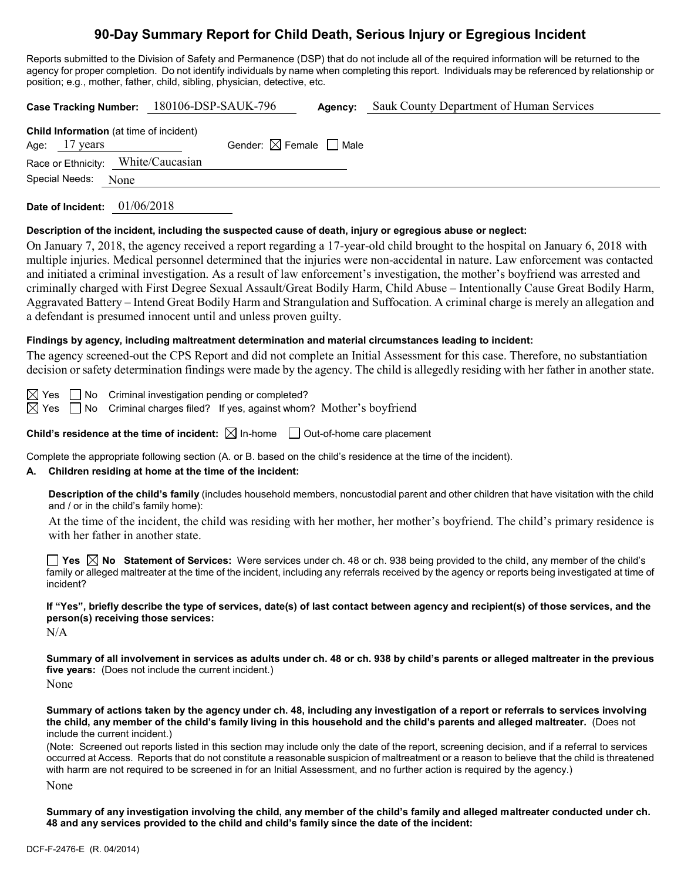# 90-Day Summary Report for Child Death, Serious Injury or Egregious Incident

Reports submitted to the Division of Safety and Permanence (DSP) that do not include all of the required information will be returned to the agency for proper completion. Do not identify individuals by name when completing this report. Individuals may be referenced by relationship or position; e.g., mother, father, child, sibling, physician, detective, etc.

**Case Tracking Number:** 180106-DSP-SAUK-796 **Agency:** Sauk County Department of Human Services

**Child Information** (at time of incident)

Age: 17 years Gender: ☒ Female ☐ Male

Race or Ethnicity: White/Caucasian

Special Needs: None

**Date of Incident:** 01/06/2018

**Description of the incident, including the suspected cause of death, injury or egregious abuse or neglect:**

On January 7, 2018, the agency received a report regarding a 17-year-old child brought to the hospital on January 6, 2018 with multiple injuries. Medical personnel determined that the injuries were non-accidental in nature. Law enforcement was contacted and initiated a criminal investigation. As a result of law enforcement's investigation, the mother's boyfriend was arrested and criminally charged with First Degree Sexual Assault/Great Bodily Harm, Child Abuse – Intentionally Cause Great Bodily Harm, Aggravated Battery – Intend Great Bodily Harm and Strangulation and Suffocation. A criminal charge is merely an allegation and a defendant is presumed innocent until and unless proven guilty.

**Findings by agency, including maltreatment determination and material circumstances leading to incident:**

The agency screened-out the CPS Report and did not complete an Initial Assessment for this case. Therefore, no substantiation decision or safety determination findings were made by the agency. The child is allegedly residing with her father in another state.

☒ Yes ☐ No Criminal investigation pending or completed?

☒ Yes ☐ No Criminal charges filed? If yes, against whom? Mother's boyfriend

**Child's residence at the time of incident:** ☒ In-home ☐ Out-of-home care placement

Complete the appropriate following section (A. or B. based on the child's residence at the time of the incident).

**A. Children residing at home at the time of the incident:**

**Description of the child's family** (includes household members, noncustodial parent and other children that have visitation with the child and / or in the child's family home):

At the time of the incident, the child was residing with her mother, her mother's boyfriend. The child's primary residence is with her father in another state.

☐ **Yes** ☒ **No Statement of Services:** Were services under ch. 48 or ch. 938 being provided to the child, any member of the child's family or alleged maltreater at the time of the incident, including any referrals received by the agency or reports being investigated at time of incident?

**If "Yes", briefly describe the type of services, date(s) of last contact between agency and recipient(s) of those services, and the person(s) receiving those services:**

N/A

**Summary of all involvement in services as adults under ch. 48 or ch. 938 by child's parents or alleged maltreater in the previous five years:** (Does not include the current incident.)

None

**Summary of actions taken by the agency under ch. 48, including any investigation of a report or referrals to services involving the child, any member of the child's family living in this household and the child's parents and alleged maltreater.** (Does not include the current incident.)

(Note: Screened out reports listed in this section may include only the date of the report, screening decision, and if a referral to services occurred at Access. Reports that do not constitute a reasonable suspicion of maltreatment or a reason to believe that the child is threatened with harm are not required to be screened in for an Initial Assessment, and no further action is required by the agency.)

None

**Summary of any investigation involving the child, any member of the child's family and alleged maltreater conducted under ch. 48 and any services provided to the child and child's family since the date of the incident:**

DCF-F-2476-E (R. 04/2014)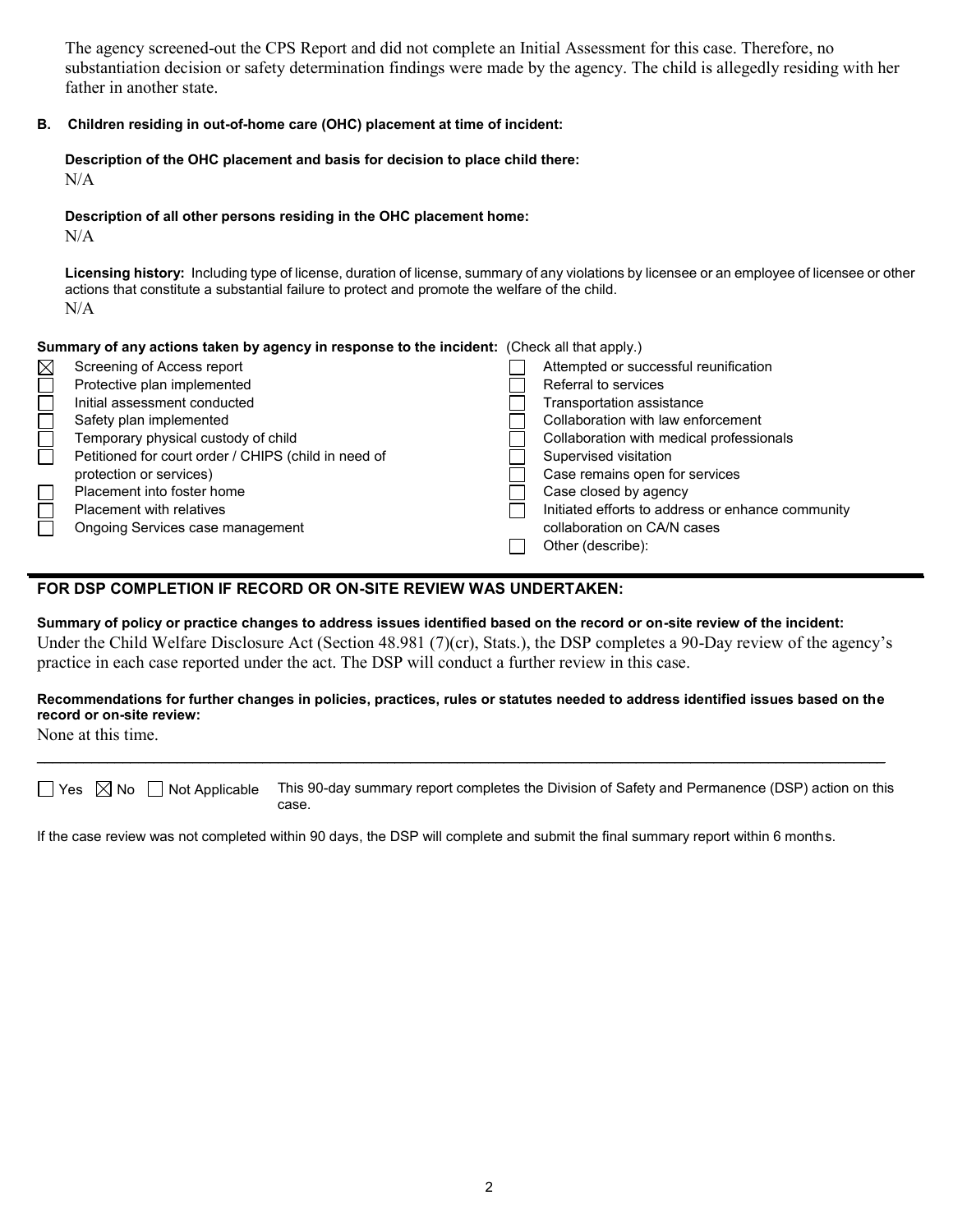The agency screened-out the CPS Report and did not complete an Initial Assessment for this case. Therefore, no substantiation decision or safety determination findings were made by the agency. The child is allegedly residing with her father in another state.

**B. Children residing in out-of-home care (OHC) placement at time of incident:**

**Description of the OHC placement and basis for decision to place child there:**
N/A

**Description of all other persons residing in the OHC placement home:**
N/A

**Licensing history:** Including type of license, duration of license, summary of any violations by licensee or an employee of licensee or other actions that constitute a substantial failure to protect and promote the welfare of the child.
N/A

**Summary of any actions taken by agency in response to the incident:** (Check all that apply.)

- ☒ Screening of Access report
- ☐ Protective plan implemented
- ☐ Initial assessment conducted
- ☐ Safety plan implemented
- ☐ Temporary physical custody of child
- ☐ Petitioned for court order / CHIPS (child in need of protection or services)
- ☐ Placement into foster home
- ☐ Placement with relatives
- ☐ Ongoing Services case management
- ☐ Attempted or successful reunification
- ☐ Referral to services
- ☐ Transportation assistance
- ☐ Collaboration with law enforcement
- ☐ Collaboration with medical professionals
- ☐ Supervised visitation
- ☐ Case remains open for services
- ☐ Case closed by agency
- ☐ Initiated efforts to address or enhance community collaboration on CA/N cases
- ☐ Other (describe):

---

## FOR DSP COMPLETION IF RECORD OR ON-SITE REVIEW WAS UNDERTAKEN:

**Summary of policy or practice changes to address issues identified based on the record or on-site review of the incident:**
Under the Child Welfare Disclosure Act (Section 48.981 (7)(cr), Stats.), the DSP completes a 90-Day review of the agency's practice in each case reported under the act. The DSP will conduct a further review in this case.

**Recommendations for further changes in policies, practices, rules or statutes needed to address identified issues based on the record or on-site review:**
None at this time.

---

☐ Yes ☒ No ☐ Not Applicable This 90-day summary report completes the Division of Safety and Permanence (DSP) action on this case.

If the case review was not completed within 90 days, the DSP will complete and submit the final summary report within 6 months.